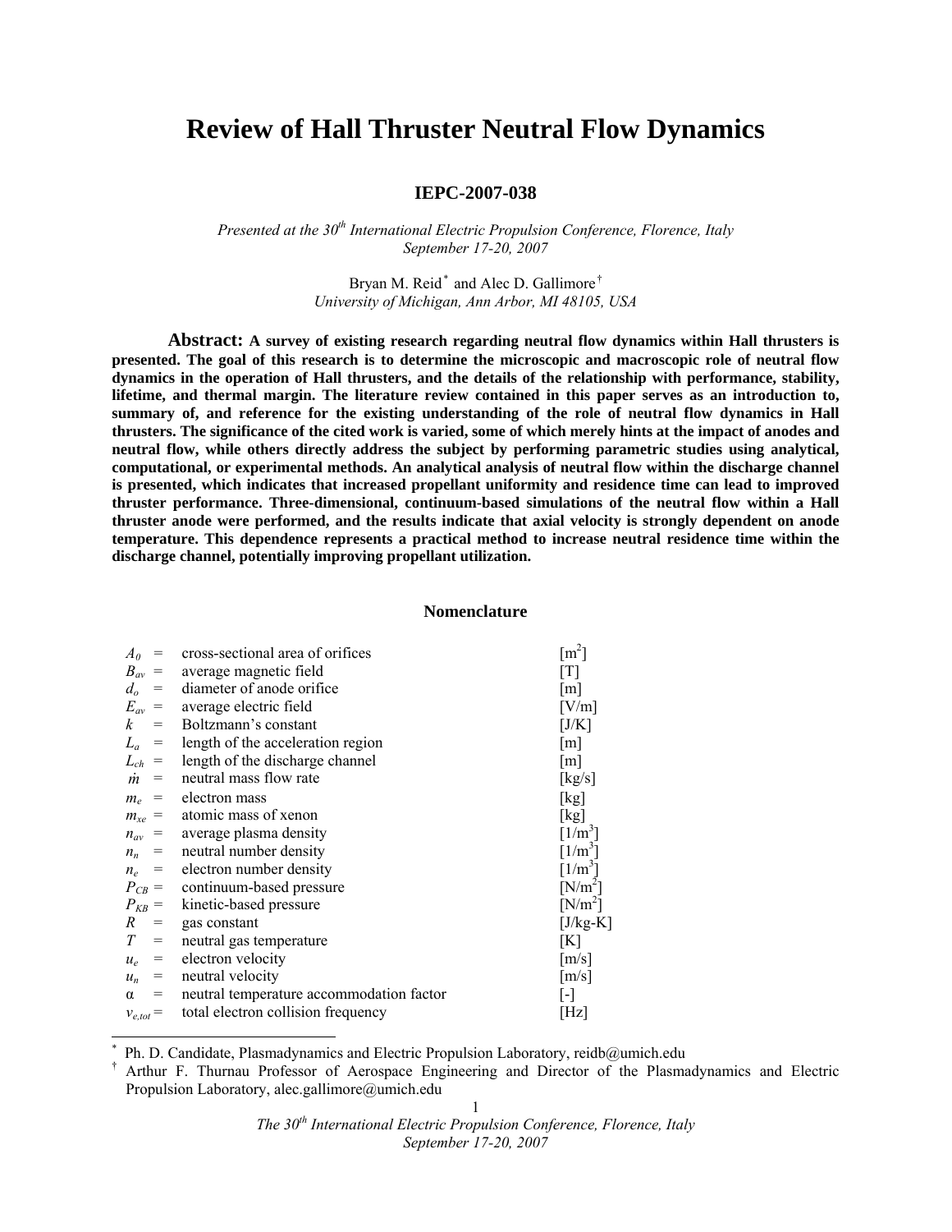# Review of Hall Thruster Neutral Flow Dynamics

**IEPC-2007-038**

*Presented at the 30th International Electric Propulsion Conference, Florence, Italy*
*September 17-20, 2007*

Bryan M. Reid[*] and Alec D. Gallimore[†]
*University of Michigan, Ann Arbor, MI 48105, USA*

**Abstract: A survey of existing research regarding neutral flow dynamics within Hall thrusters is presented. The goal of this research is to determine the microscopic and macroscopic role of neutral flow dynamics in the operation of Hall thrusters, and the details of the relationship with performance, stability, lifetime, and thermal margin. The literature review contained in this paper serves as an introduction to, summary of, and reference for the existing understanding of the role of neutral flow dynamics in Hall thrusters. The significance of the cited work is varied, some of which merely hints at the impact of anodes and neutral flow, while others directly address the subject by performing parametric studies using analytical, computational, or experimental methods. An analytical analysis of neutral flow within the discharge channel is presented, which indicates that increased propellant uniformity and residence time can lead to improved thruster performance. Three-dimensional, continuum-based simulations of the neutral flow within a Hall thruster anode were performed, and the results indicate that axial velocity is strongly dependent on anode temperature. This dependence represents a practical method to increase neutral residence time within the discharge channel, potentially improving propellant utilization.**

## Nomenclature

| | | | |
|---|---|---|---|
| $A_0$ | = | cross-sectional area of orifices | [m$^2$] |
| $B_{av}$ | = | average magnetic field | [T] |
| $d_o$ | = | diameter of anode orifice | [m] |
| $E_{av}$ | = | average electric field | [V/m] |
| $k$ | = | Boltzmann's constant | [J/K] |
| $L_a$ | = | length of the acceleration region | [m] |
| $L_{ch}$ | = | length of the discharge channel | [m] |
| $\dot{m}$ | = | neutral mass flow rate | [kg/s] |
| $m_e$ | = | electron mass | [kg] |
| $m_{xe}$ | = | atomic mass of xenon | [kg] |
| $n_{av}$ | = | average plasma density | [1/m$^3$] |
| $n_n$ | = | neutral number density | [1/m$^3$] |
| $n_e$ | = | electron number density | [1/m$^3$] |
| $P_{CB}$ | = | continuum-based pressure | [N/m$^2$] |
| $P_{KB}$ | = | kinetic-based pressure | [N/m$^2$] |
| $R$ | = | gas constant | [J/kg-K] |
| $T$ | = | neutral gas temperature | [K] |
| $u_e$ | = | electron velocity | [m/s] |
| $u_n$ | = | neutral velocity | [m/s] |
| $\alpha$ | = | neutral temperature accommodation factor | [-] |
| $\nu_{e,tot}$ | = | total electron collision frequency | [Hz] |

[*] Ph. D. Candidate, Plasmadynamics and Electric Propulsion Laboratory, reidb@umich.edu

[†] Arthur F. Thurnau Professor of Aerospace Engineering and Director of the Plasmadynamics and Electric Propulsion Laboratory, alec.gallimore@umich.edu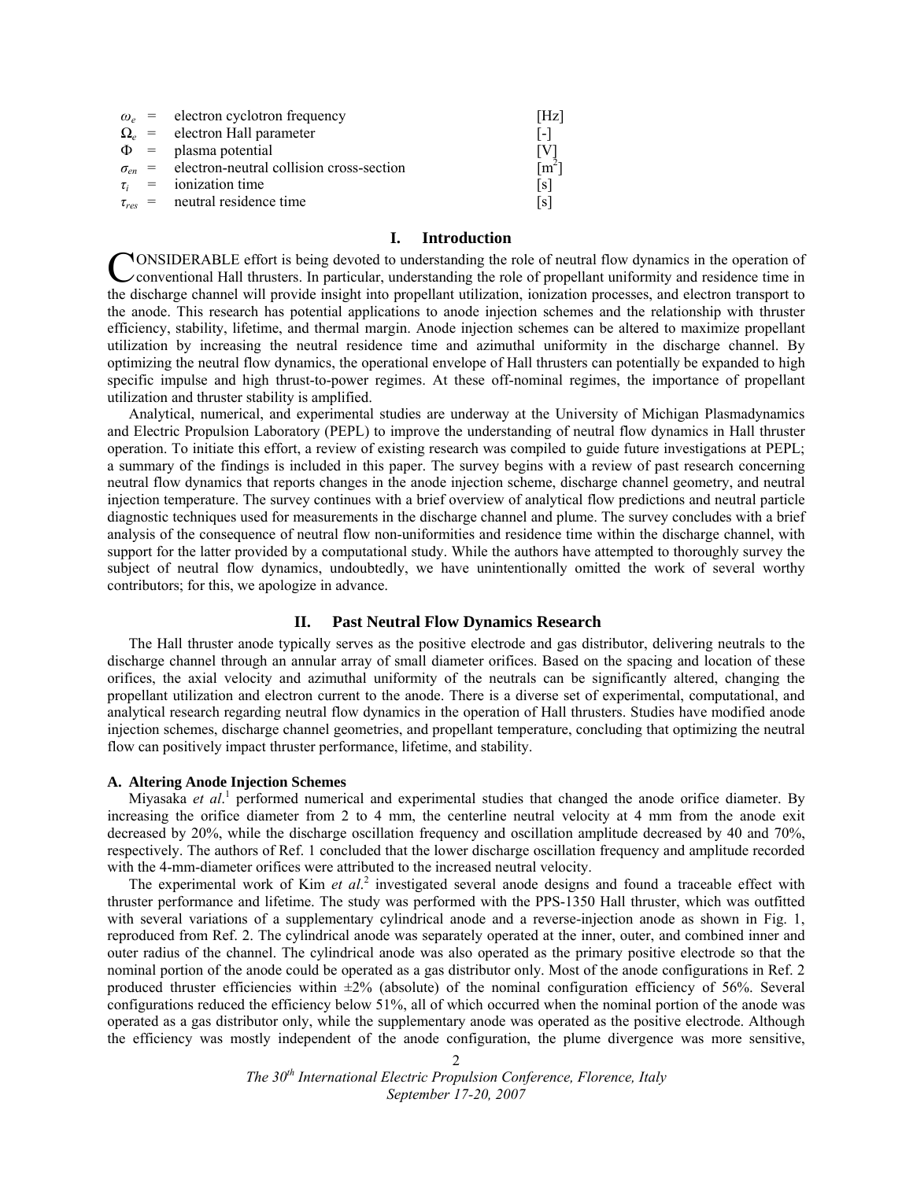| | | | |
|---|---|---|---|
| $\omega_e$ | = | electron cyclotron frequency | [Hz] |
| $\Omega_e$ | = | electron Hall parameter | [-] |
| $\Phi$ | = | plasma potential | [V] |
| $\sigma_{en}$ | = | electron-neutral collision cross-section | [$m^2$] |
| $\tau_i$ | = | ionization time | [s] |
| $\tau_{res}$ | = | neutral residence time | [s] |

## I. Introduction

CONSIDERABLE effort is being devoted to understanding the role of neutral flow dynamics in the operation of conventional Hall thrusters. In particular, understanding the role of propellant uniformity and residence time in the discharge channel will provide insight into propellant utilization, ionization processes, and electron transport to the anode. This research has potential applications to anode injection schemes and the relationship with thruster efficiency, stability, lifetime, and thermal margin. Anode injection schemes can be altered to maximize propellant utilization by increasing the neutral residence time and azimuthal uniformity in the discharge channel. By optimizing the neutral flow dynamics, the operational envelope of Hall thrusters can potentially be expanded to high specific impulse and high thrust-to-power regimes. At these off-nominal regimes, the importance of propellant utilization and thruster stability is amplified.

Analytical, numerical, and experimental studies are underway at the University of Michigan Plasmadynamics and Electric Propulsion Laboratory (PEPL) to improve the understanding of neutral flow dynamics in Hall thruster operation. To initiate this effort, a review of existing research was compiled to guide future investigations at PEPL; a summary of the findings is included in this paper. The survey begins with a review of past research concerning neutral flow dynamics that reports changes in the anode injection scheme, discharge channel geometry, and neutral injection temperature. The survey continues with a brief overview of analytical flow predictions and neutral particle diagnostic techniques used for measurements in the discharge channel and plume. The survey concludes with a brief analysis of the consequence of neutral flow non-uniformities and residence time within the discharge channel, with support for the latter provided by a computational study. While the authors have attempted to thoroughly survey the subject of neutral flow dynamics, undoubtedly, we have unintentionally omitted the work of several worthy contributors; for this, we apologize in advance.

## II. Past Neutral Flow Dynamics Research

The Hall thruster anode typically serves as the positive electrode and gas distributor, delivering neutrals to the discharge channel through an annular array of small diameter orifices. Based on the spacing and location of these orifices, the axial velocity and azimuthal uniformity of the neutrals can be significantly altered, changing the propellant utilization and electron current to the anode. There is a diverse set of experimental, computational, and analytical research regarding neutral flow dynamics in the operation of Hall thrusters. Studies have modified anode injection schemes, discharge channel geometries, and propellant temperature, concluding that optimizing the neutral flow can positively impact thruster performance, lifetime, and stability.

### A. Altering Anode Injection Schemes

Miyasaka *et al.*[1] performed numerical and experimental studies that changed the anode orifice diameter. By increasing the orifice diameter from 2 to 4 mm, the centerline neutral velocity at 4 mm from the anode exit decreased by 20%, while the discharge oscillation frequency and oscillation amplitude decreased by 40 and 70%, respectively. The authors of Ref. 1 concluded that the lower discharge oscillation frequency and amplitude recorded with the 4-mm-diameter orifices were attributed to the increased neutral velocity.

The experimental work of Kim *et al.*[2] investigated several anode designs and found a traceable effect with thruster performance and lifetime. The study was performed with the PPS-1350 Hall thruster, which was outfitted with several variations of a supplementary cylindrical anode and a reverse-injection anode as shown in Fig. 1, reproduced from Ref. 2. The cylindrical anode was separately operated at the inner, outer, and combined inner and outer radius of the channel. The cylindrical anode was also operated as the primary positive electrode so that the nominal portion of the anode could be operated as a gas distributor only. Most of the anode configurations in Ref. 2 produced thruster efficiencies within ±2% (absolute) of the nominal configuration efficiency of 56%. Several configurations reduced the efficiency below 51%, all of which occurred when the nominal portion of the anode was operated as a gas distributor only, while the supplementary anode was operated as the positive electrode. Although the efficiency was mostly independent of the anode configuration, the plume divergence was more sensitive,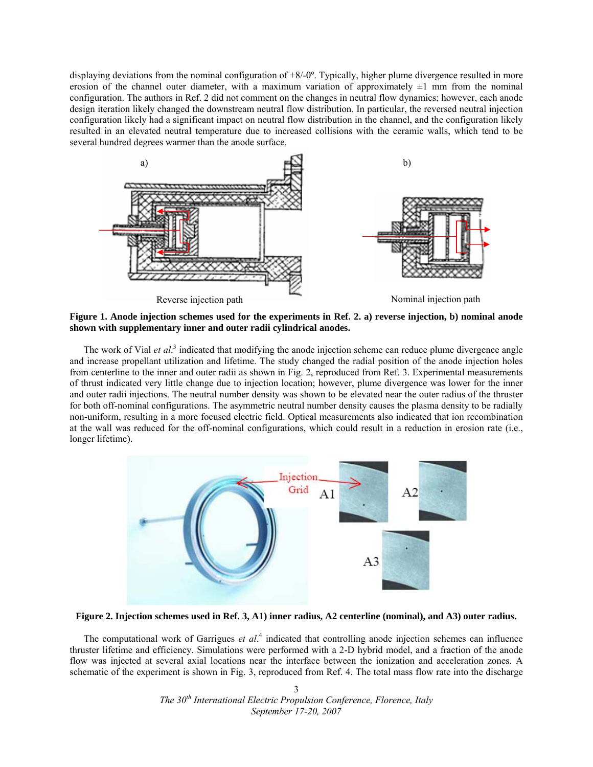displaying deviations from the nominal configuration of +8/-0º. Typically, higher plume divergence resulted in more erosion of the channel outer diameter, with a maximum variation of approximately ±1 mm from the nominal configuration. The authors in Ref. 2 did not comment on the changes in neutral flow dynamics; however, each anode design iteration likely changed the downstream neutral flow distribution. In particular, the reversed neutral injection configuration likely had a significant impact on neutral flow distribution in the channel, and the configuration likely resulted in an elevated neutral temperature due to increased collisions with the ceramic walls, which tend to be several hundred degrees warmer than the anode surface.

a) Reverse injection path

b) Nominal injection path

**Figure 1. Anode injection schemes used for the experiments in Ref. 2. a) reverse injection, b) nominal anode shown with supplementary inner and outer radii cylindrical anodes.**

The work of Vial *et al*.[3] indicated that modifying the anode injection scheme can reduce plume divergence angle and increase propellant utilization and lifetime. The study changed the radial position of the anode injection holes from centerline to the inner and outer radii as shown in Fig. 2, reproduced from Ref. 3. Experimental measurements of thrust indicated very little change due to injection location; however, plume divergence was lower for the inner and outer radii injections. The neutral number density was shown to be elevated near the outer radius of the thruster for both off-nominal configurations. The asymmetric neutral number density causes the plasma density to be radially non-uniform, resulting in a more focused electric field. Optical measurements also indicated that ion recombination at the wall was reduced for the off-nominal configurations, which could result in a reduction in erosion rate (i.e., longer lifetime).

Injection Grid

A1 A2 A3

**Figure 2. Injection schemes used in Ref. 3, A1) inner radius, A2 centerline (nominal), and A3) outer radius.**

The computational work of Garrigues *et al*.[4] indicated that controlling anode injection schemes can influence thruster lifetime and efficiency. Simulations were performed with a 2-D hybrid model, and a fraction of the anode flow was injected at several axial locations near the interface between the ionization and acceleration zones. A schematic of the experiment is shown in Fig. 3, reproduced from Ref. 4. The total mass flow rate into the discharge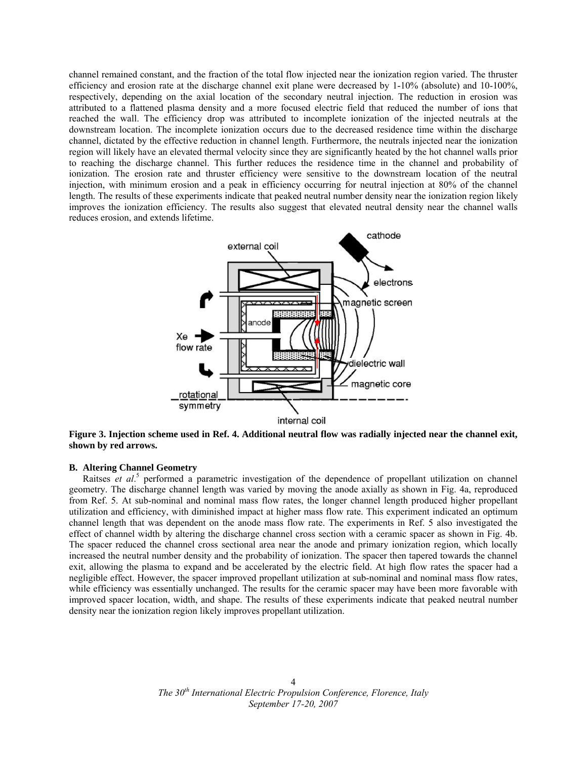channel remained constant, and the fraction of the total flow injected near the ionization region varied. The thruster efficiency and erosion rate at the discharge channel exit plane were decreased by 1-10% (absolute) and 10-100%, respectively, depending on the axial location of the secondary neutral injection. The reduction in erosion was attributed to a flattened plasma density and a more focused electric field that reduced the number of ions that reached the wall. The efficiency drop was attributed to incomplete ionization of the injected neutrals at the downstream location. The incomplete ionization occurs due to the decreased residence time within the discharge channel, dictated by the effective reduction in channel length. Furthermore, the neutrals injected near the ionization region will likely have an elevated thermal velocity since they are significantly heated by the hot channel walls prior to reaching the discharge channel. This further reduces the residence time in the channel and probability of ionization. The erosion rate and thruster efficiency were sensitive to the downstream location of the neutral injection, with minimum erosion and a peak in efficiency occurring for neutral injection at 80% of the channel length. The results of these experiments indicate that peaked neutral number density near the ionization region likely improves the ionization efficiency. The results also suggest that elevated neutral density near the channel walls reduces erosion, and extends lifetime.

**Figure 3. Injection scheme used in Ref. 4. Additional neutral flow was radially injected near the channel exit, shown by red arrows.**

### B. Altering Channel Geometry

Raitses *et al*.[5] performed a parametric investigation of the dependence of propellant utilization on channel geometry. The discharge channel length was varied by moving the anode axially as shown in Fig. 4a, reproduced from Ref. 5. At sub-nominal and nominal mass flow rates, the longer channel length produced higher propellant utilization and efficiency, with diminished impact at higher mass flow rate. This experiment indicated an optimum channel length that was dependent on the anode mass flow rate. The experiments in Ref. 5 also investigated the effect of channel width by altering the discharge channel cross section with a ceramic spacer as shown in Fig. 4b. The spacer reduced the channel cross sectional area near the anode and primary ionization region, which locally increased the neutral number density and the probability of ionization. The spacer then tapered towards the channel exit, allowing the plasma to expand and be accelerated by the electric field. At high flow rates the spacer had a negligible effect. However, the spacer improved propellant utilization at sub-nominal and nominal mass flow rates, while efficiency was essentially unchanged. The results for the ceramic spacer may have been more favorable with improved spacer location, width, and shape. The results of these experiments indicate that peaked neutral number density near the ionization region likely improves propellant utilization.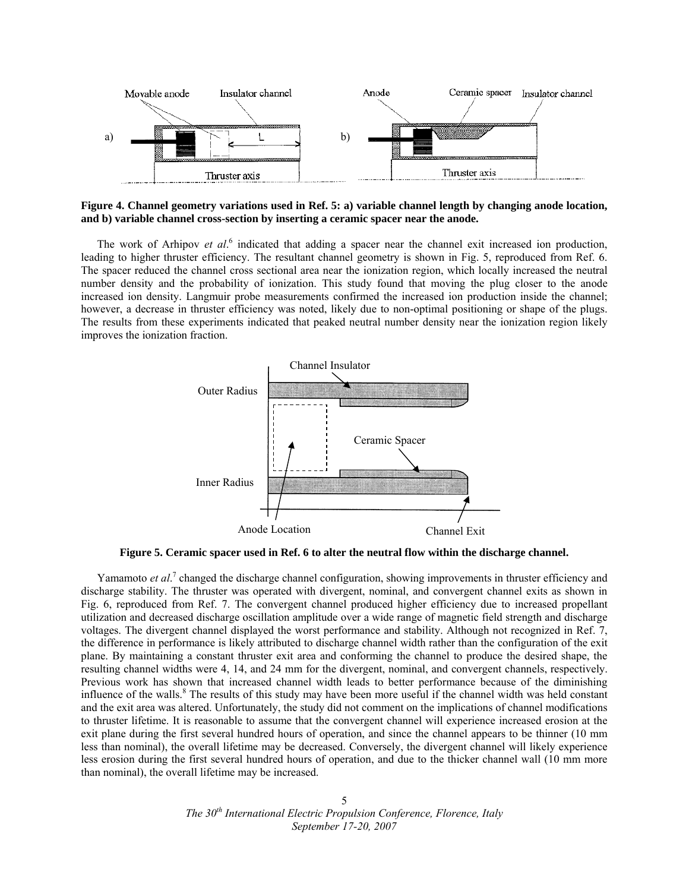**Figure 4. Channel geometry variations used in Ref. 5: a) variable channel length by changing anode location, and b) variable channel cross-section by inserting a ceramic spacer near the anode.**

The work of Arhipov *et al.*[6] indicated that adding a spacer near the channel exit increased ion production, leading to higher thruster efficiency. The resultant channel geometry is shown in Fig. 5, reproduced from Ref. 6. The spacer reduced the channel cross sectional area near the ionization region, which locally increased the neutral number density and the probability of ionization. This study found that moving the plug closer to the anode increased ion density. Langmuir probe measurements confirmed the increased ion production inside the channel; however, a decrease in thruster efficiency was noted, likely due to non-optimal positioning or shape of the plugs. The results from these experiments indicated that peaked neutral number density near the ionization region likely improves the ionization fraction.

**Figure 5. Ceramic spacer used in Ref. 6 to alter the neutral flow within the discharge channel.**

Yamamoto *et al.*[7] changed the discharge channel configuration, showing improvements in thruster efficiency and discharge stability. The thruster was operated with divergent, nominal, and convergent channel exits as shown in Fig. 6, reproduced from Ref. 7. The convergent channel produced higher efficiency due to increased propellant utilization and decreased discharge oscillation amplitude over a wide range of magnetic field strength and discharge voltages. The divergent channel displayed the worst performance and stability. Although not recognized in Ref. 7, the difference in performance is likely attributed to discharge channel width rather than the configuration of the exit plane. By maintaining a constant thruster exit area and conforming the channel to produce the desired shape, the resulting channel widths were 4, 14, and 24 mm for the divergent, nominal, and convergent channels, respectively. Previous work has shown that increased channel width leads to better performance because of the diminishing influence of the walls.[8] The results of this study may have been more useful if the channel width was held constant and the exit area was altered. Unfortunately, the study did not comment on the implications of channel modifications to thruster lifetime. It is reasonable to assume that the convergent channel will experience increased erosion at the exit plane during the first several hundred hours of operation, and since the channel appears to be thinner (10 mm less than nominal), the overall lifetime may be decreased. Conversely, the divergent channel will likely experience less erosion during the first several hundred hours of operation, and due to the thicker channel wall (10 mm more than nominal), the overall lifetime may be increased.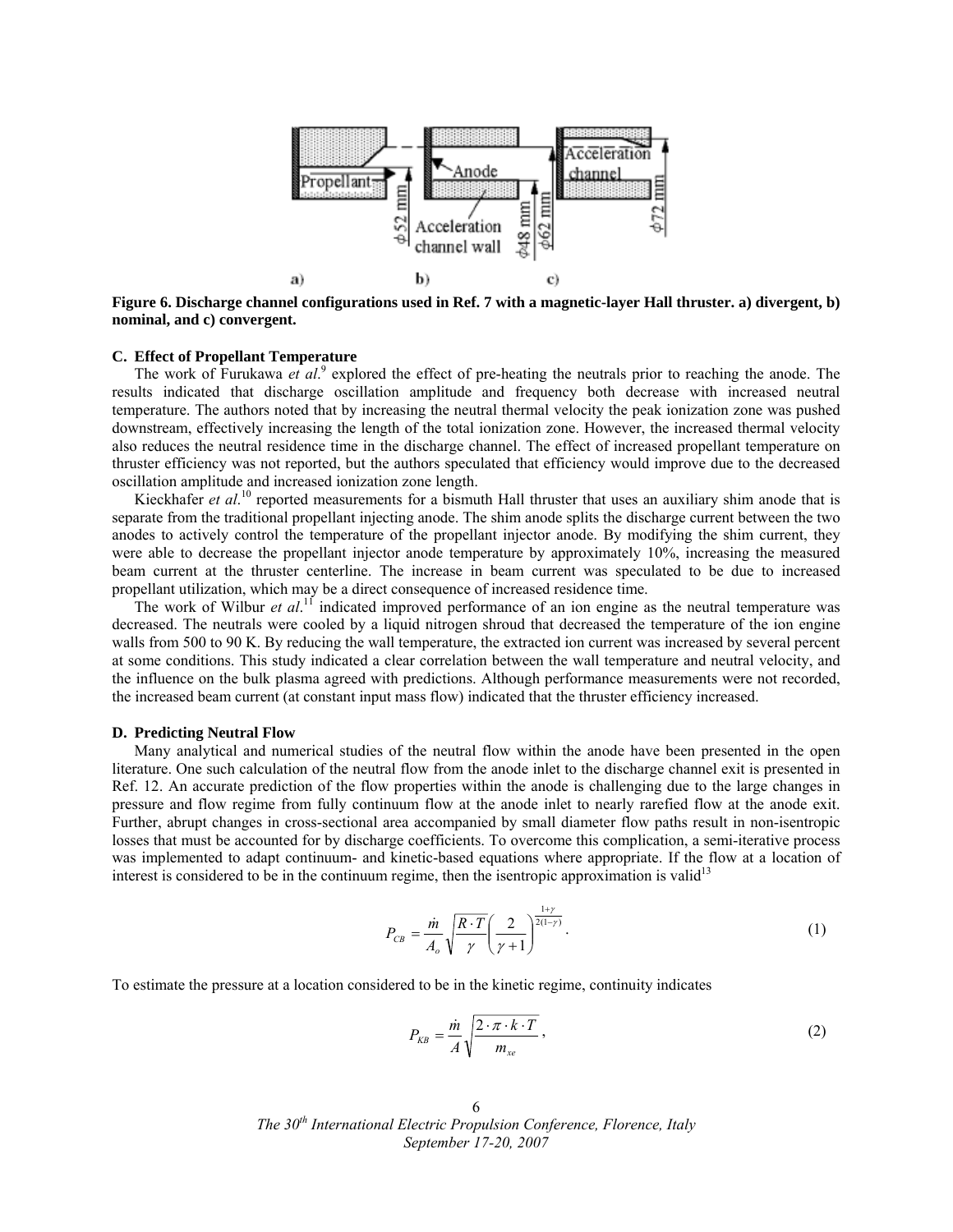**Figure 6. Discharge channel configurations used in Ref. 7 with a magnetic-layer Hall thruster. a) divergent, b) nominal, and c) convergent.**

### C. Effect of Propellant Temperature

The work of Furukawa *et al*.[9] explored the effect of pre-heating the neutrals prior to reaching the anode. The results indicated that discharge oscillation amplitude and frequency both decrease with increased neutral temperature. The authors noted that by increasing the neutral thermal velocity the peak ionization zone was pushed downstream, effectively increasing the length of the total ionization zone. However, the increased thermal velocity also reduces the neutral residence time in the discharge channel. The effect of increased propellant temperature on thruster efficiency was not reported, but the authors speculated that efficiency would improve due to the decreased oscillation amplitude and increased ionization zone length.

Kieckhafer *et al*.[10] reported measurements for a bismuth Hall thruster that uses an auxiliary shim anode that is separate from the traditional propellant injecting anode. The shim anode splits the discharge current between the two anodes to actively control the temperature of the propellant injector anode. By modifying the shim current, they were able to decrease the propellant injector anode temperature by approximately 10%, increasing the measured beam current at the thruster centerline. The increase in beam current was speculated to be due to increased propellant utilization, which may be a direct consequence of increased residence time.

The work of Wilbur *et al*.[11] indicated improved performance of an ion engine as the neutral temperature was decreased. The neutrals were cooled by a liquid nitrogen shroud that decreased the temperature of the ion engine walls from 500 to 90 K. By reducing the wall temperature, the extracted ion current was increased by several percent at some conditions. This study indicated a clear correlation between the wall temperature and neutral velocity, and the influence on the bulk plasma agreed with predictions. Although performance measurements were not recorded, the increased beam current (at constant input mass flow) indicated that the thruster efficiency increased.

### D. Predicting Neutral Flow

Many analytical and numerical studies of the neutral flow within the anode have been presented in the open literature. One such calculation of the neutral flow from the anode inlet to the discharge channel exit is presented in Ref. 12. An accurate prediction of the flow properties within the anode is challenging due to the large changes in pressure and flow regime from fully continuum flow at the anode inlet to nearly rarefied flow at the anode exit. Further, abrupt changes in cross-sectional area accompanied by small diameter flow paths result in non-isentropic losses that must be accounted for by discharge coefficients. To overcome this complication, a semi-iterative process was implemented to adapt continuum- and kinetic-based equations where appropriate. If the flow at a location of interest is considered to be in the continuum regime, then the isentropic approximation is valid[13]

$$P_{CB} = \frac{\dot{m}}{A_o}\sqrt{\frac{R \cdot T}{\gamma}}\left(\frac{2}{\gamma+1}\right)^{\frac{1+\gamma}{2(1-\gamma)}}. \tag{1}$$

To estimate the pressure at a location considered to be in the kinetic regime, continuity indicates

$$P_{KB} = \frac{\dot{m}}{A}\sqrt{\frac{2 \cdot \pi \cdot k \cdot T}{m_{xe}}}, \tag{2}$$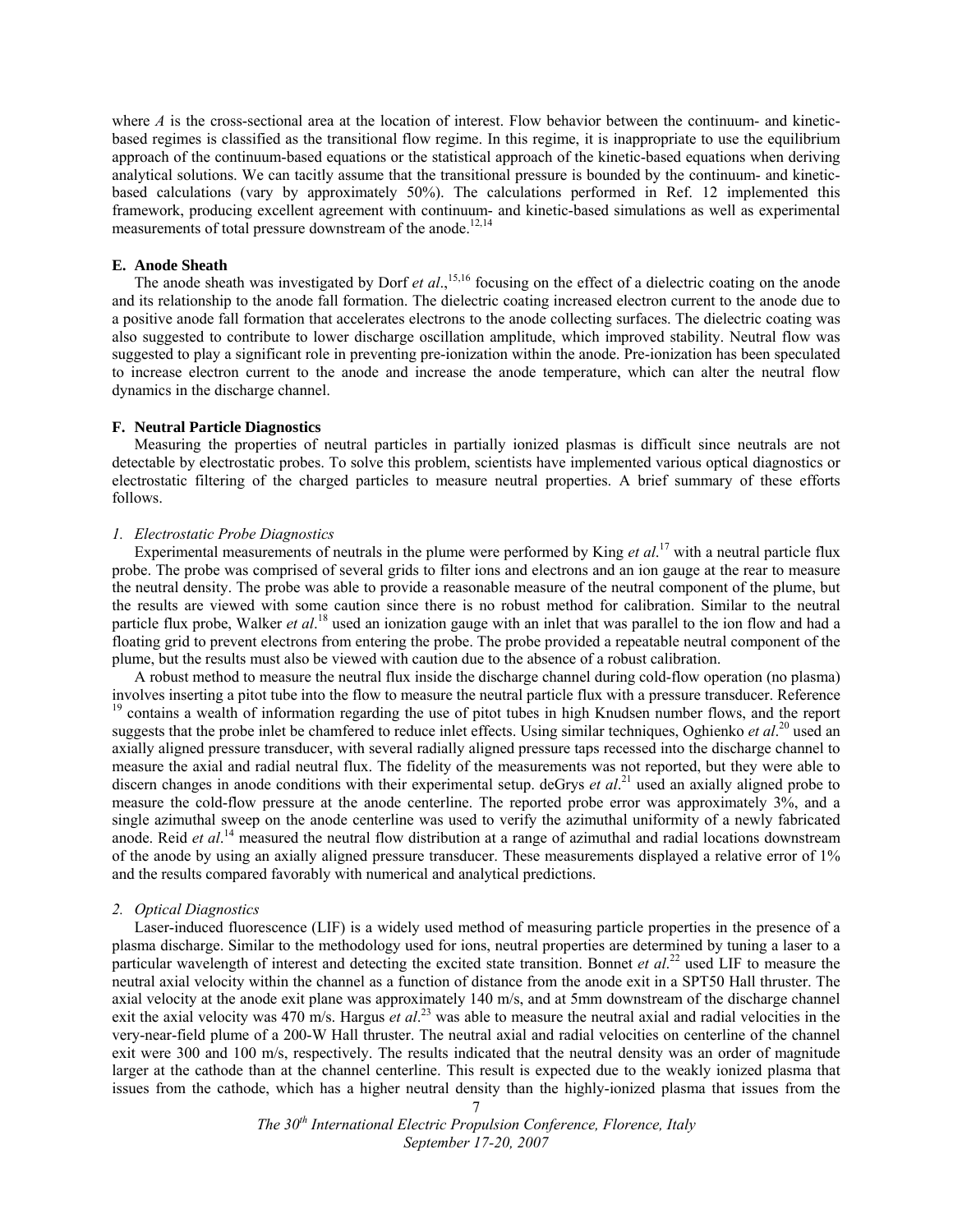where $A$ is the cross-sectional area at the location of interest. Flow behavior between the continuum- and kinetic-based regimes is classified as the transitional flow regime. In this regime, it is inappropriate to use the equilibrium approach of the continuum-based equations or the statistical approach of the kinetic-based equations when deriving analytical solutions. We can tacitly assume that the transitional pressure is bounded by the continuum- and kinetic-based calculations (vary by approximately 50%). The calculations performed in Ref. 12 implemented this framework, producing excellent agreement with continuum- and kinetic-based simulations as well as experimental measurements of total pressure downstream of the anode.[12,14]

### E. Anode Sheath

The anode sheath was investigated by Dorf *et al*.,[15,16] focusing on the effect of a dielectric coating on the anode and its relationship to the anode fall formation. The dielectric coating increased electron current to the anode due to a positive anode fall formation that accelerates electrons to the anode collecting surfaces. The dielectric coating was also suggested to contribute to lower discharge oscillation amplitude, which improved stability. Neutral flow was suggested to play a significant role in preventing pre-ionization within the anode. Pre-ionization has been speculated to increase electron current to the anode and increase the anode temperature, which can alter the neutral flow dynamics in the discharge channel.

### F. Neutral Particle Diagnostics

Measuring the properties of neutral particles in partially ionized plasmas is difficult since neutrals are not detectable by electrostatic probes. To solve this problem, scientists have implemented various optical diagnostics or electrostatic filtering of the charged particles to measure neutral properties. A brief summary of these efforts follows.

#### *1. Electrostatic Probe Diagnostics*

Experimental measurements of neutrals in the plume were performed by King *et al*.[17] with a neutral particle flux probe. The probe was comprised of several grids to filter ions and electrons and an ion gauge at the rear to measure the neutral density. The probe was able to provide a reasonable measure of the neutral component of the plume, but the results are viewed with some caution since there is no robust method for calibration. Similar to the neutral particle flux probe, Walker *et al*.[18] used an ionization gauge with an inlet that was parallel to the ion flow and had a floating grid to prevent electrons from entering the probe. The probe provided a repeatable neutral component of the plume, but the results must also be viewed with caution due to the absence of a robust calibration.

A robust method to measure the neutral flux inside the discharge channel during cold-flow operation (no plasma) involves inserting a pitot tube into the flow to measure the neutral particle flux with a pressure transducer. Reference [19] contains a wealth of information regarding the use of pitot tubes in high Knudsen number flows, and the report suggests that the probe inlet be chamfered to reduce inlet effects. Using similar techniques, Oghienko *et al*.[20] used an axially aligned pressure transducer, with several radially aligned pressure taps recessed into the discharge channel to measure the axial and radial neutral flux. The fidelity of the measurements was not reported, but they were able to discern changes in anode conditions with their experimental setup. deGrys *et al*.[21] used an axially aligned probe to measure the cold-flow pressure at the anode centerline. The reported probe error was approximately 3%, and a single azimuthal sweep on the anode centerline was used to verify the azimuthal uniformity of a newly fabricated anode. Reid *et al*.[14] measured the neutral flow distribution at a range of azimuthal and radial locations downstream of the anode by using an axially aligned pressure transducer. These measurements displayed a relative error of 1% and the results compared favorably with numerical and analytical predictions.

#### *2. Optical Diagnostics*

Laser-induced fluorescence (LIF) is a widely used method of measuring particle properties in the presence of a plasma discharge. Similar to the methodology used for ions, neutral properties are determined by tuning a laser to a particular wavelength of interest and detecting the excited state transition. Bonnet *et al*.[22] used LIF to measure the neutral axial velocity within the channel as a function of distance from the anode exit in a SPT50 Hall thruster. The axial velocity at the anode exit plane was approximately 140 m/s, and at 5mm downstream of the discharge channel exit the axial velocity was 470 m/s. Hargus *et al*.[23] was able to measure the neutral axial and radial velocities in the very-near-field plume of a 200-W Hall thruster. The neutral axial and radial velocities on centerline of the channel exit were 300 and 100 m/s, respectively. The results indicated that the neutral density was an order of magnitude larger at the cathode than at the channel centerline. This result is expected due to the weakly ionized plasma that issues from the cathode, which has a higher neutral density than the highly-ionized plasma that issues from the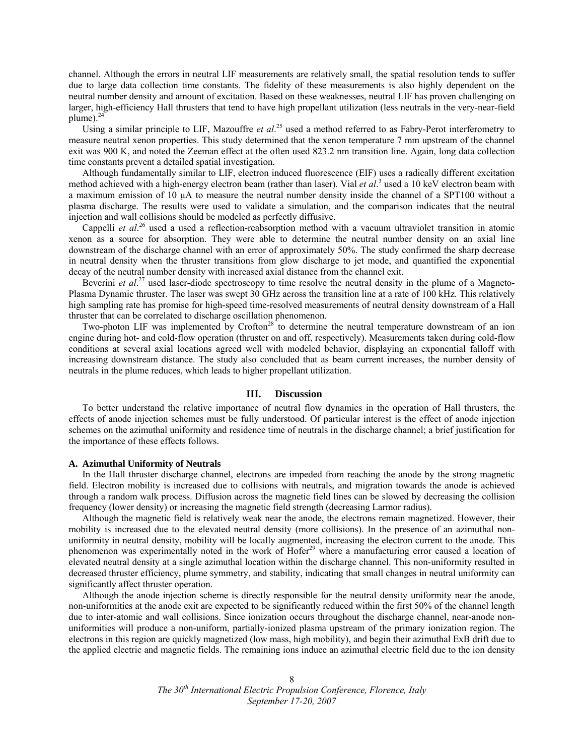channel. Although the errors in neutral LIF measurements are relatively small, the spatial resolution tends to suffer due to large data collection time constants. The fidelity of these measurements is also highly dependent on the neutral number density and amount of excitation. Based on these weaknesses, neutral LIF has proven challenging on larger, high-efficiency Hall thrusters that tend to have high propellant utilization (less neutrals in the very-near-field plume).[24]

Using a similar principle to LIF, Mazouffre *et al*.[25] used a method referred to as Fabry-Perot interferometry to measure neutral xenon properties. This study determined that the xenon temperature 7 mm upstream of the channel exit was 900 K, and noted the Zeeman effect at the often used 823.2 nm transition line. Again, long data collection time constants prevent a detailed spatial investigation.

Although fundamentally similar to LIF, electron induced fluorescence (EIF) uses a radically different excitation method achieved with a high-energy electron beam (rather than laser). Vial *et al*.[3] used a 10 keV electron beam with a maximum emission of 10 μA to measure the neutral number density inside the channel of a SPT100 without a plasma discharge. The results were used to validate a simulation, and the comparison indicates that the neutral injection and wall collisions should be modeled as perfectly diffusive.

Cappelli *et al*.[26] used a used a reflection-reabsorption method with a vacuum ultraviolet transition in atomic xenon as a source for absorption. They were able to determine the neutral number density on an axial line downstream of the discharge channel with an error of approximately 50%. The study confirmed the sharp decrease in neutral density when the thruster transitions from glow discharge to jet mode, and quantified the exponential decay of the neutral number density with increased axial distance from the channel exit.

Beverini *et al*.[27] used laser-diode spectroscopy to time resolve the neutral density in the plume of a Magneto-Plasma Dynamic thruster. The laser was swept 30 GHz across the transition line at a rate of 100 kHz. This relatively high sampling rate has promise for high-speed time-resolved measurements of neutral density downstream of a Hall thruster that can be correlated to discharge oscillation phenomenon.

Two-photon LIF was implemented by Crofton[28] to determine the neutral temperature downstream of an ion engine during hot- and cold-flow operation (thruster on and off, respectively). Measurements taken during cold-flow conditions at several axial locations agreed well with modeled behavior, displaying an exponential falloff with increasing downstream distance. The study also concluded that as beam current increases, the number density of neutrals in the plume reduces, which leads to higher propellant utilization.

## III. Discussion

To better understand the relative importance of neutral flow dynamics in the operation of Hall thrusters, the effects of anode injection schemes must be fully understood. Of particular interest is the effect of anode injection schemes on the azimuthal uniformity and residence time of neutrals in the discharge channel; a brief justification for the importance of these effects follows.

### A. Azimuthal Uniformity of Neutrals

In the Hall thruster discharge channel, electrons are impeded from reaching the anode by the strong magnetic field. Electron mobility is increased due to collisions with neutrals, and migration towards the anode is achieved through a random walk process. Diffusion across the magnetic field lines can be slowed by decreasing the collision frequency (lower density) or increasing the magnetic field strength (decreasing Larmor radius).

Although the magnetic field is relatively weak near the anode, the electrons remain magnetized. However, their mobility is increased due to the elevated neutral density (more collisions). In the presence of an azimuthal non-uniformity in neutral density, mobility will be locally augmented, increasing the electron current to the anode. This phenomenon was experimentally noted in the work of Hofer[29] where a manufacturing error caused a location of elevated neutral density at a single azimuthal location within the discharge channel. This non-uniformity resulted in decreased thruster efficiency, plume symmetry, and stability, indicating that small changes in neutral uniformity can significantly affect thruster operation.

Although the anode injection scheme is directly responsible for the neutral density uniformity near the anode, non-uniformities at the anode exit are expected to be significantly reduced within the first 50% of the channel length due to inter-atomic and wall collisions. Since ionization occurs throughout the discharge channel, near-anode non-uniformities will produce a non-uniform, partially-ionized plasma upstream of the primary ionization region. The electrons in this region are quickly magnetized (low mass, high mobility), and begin their azimuthal ExB drift due to the applied electric and magnetic fields. The remaining ions induce an azimuthal electric field due to the ion density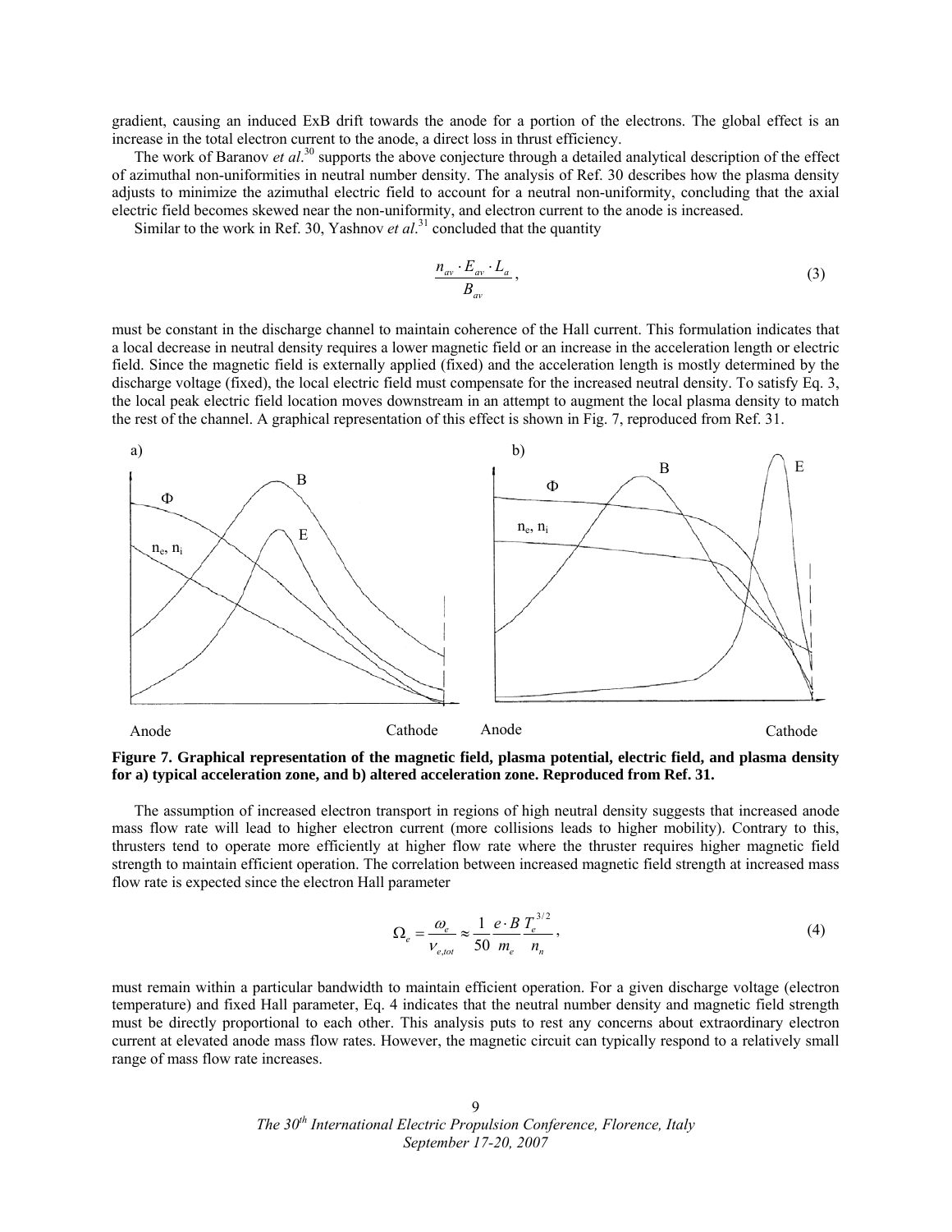gradient, causing an induced ExB drift towards the anode for a portion of the electrons. The global effect is an increase in the total electron current to the anode, a direct loss in thrust efficiency.

The work of Baranov *et al*.[30] supports the above conjecture through a detailed analytical description of the effect of azimuthal non-uniformities in neutral number density. The analysis of Ref. 30 describes how the plasma density adjusts to minimize the azimuthal electric field to account for a neutral non-uniformity, concluding that the axial electric field becomes skewed near the non-uniformity, and electron current to the anode is increased.

Similar to the work in Ref. 30, Yashnov *et al*.[31] concluded that the quantity

$$\frac{n_{av} \cdot E_{av} \cdot L_a}{B_{av}}, \tag{3}$$

must be constant in the discharge channel to maintain coherence of the Hall current. This formulation indicates that a local decrease in neutral density requires a lower magnetic field or an increase in the acceleration length or electric field. Since the magnetic field is externally applied (fixed) and the acceleration length is mostly determined by the discharge voltage (fixed), the local electric field must compensate for the increased neutral density. To satisfy Eq. 3, the local peak electric field location moves downstream in an attempt to augment the local plasma density to match the rest of the channel. A graphical representation of this effect is shown in Fig. 7, reproduced from Ref. 31.

**Figure 7. Graphical representation of the magnetic field, plasma potential, electric field, and plasma density for a) typical acceleration zone, and b) altered acceleration zone. Reproduced from Ref. 31.**

The assumption of increased electron transport in regions of high neutral density suggests that increased anode mass flow rate will lead to higher electron current (more collisions leads to higher mobility). Contrary to this, thrusters tend to operate more efficiently at higher flow rate where the thruster requires higher magnetic field strength to maintain efficient operation. The correlation between increased magnetic field strength at increased mass flow rate is expected since the electron Hall parameter

$$\Omega_e = \frac{\omega_e}{\nu_{e,tot}} \approx \frac{1}{50} \frac{e \cdot B}{m_e} \frac{T_e^{3/2}}{n_n}, \tag{4}$$

must remain within a particular bandwidth to maintain efficient operation. For a given discharge voltage (electron temperature) and fixed Hall parameter, Eq. 4 indicates that the neutral number density and magnetic field strength must be directly proportional to each other. This analysis puts to rest any concerns about extraordinary electron current at elevated anode mass flow rates. However, the magnetic circuit can typically respond to a relatively small range of mass flow rate increases.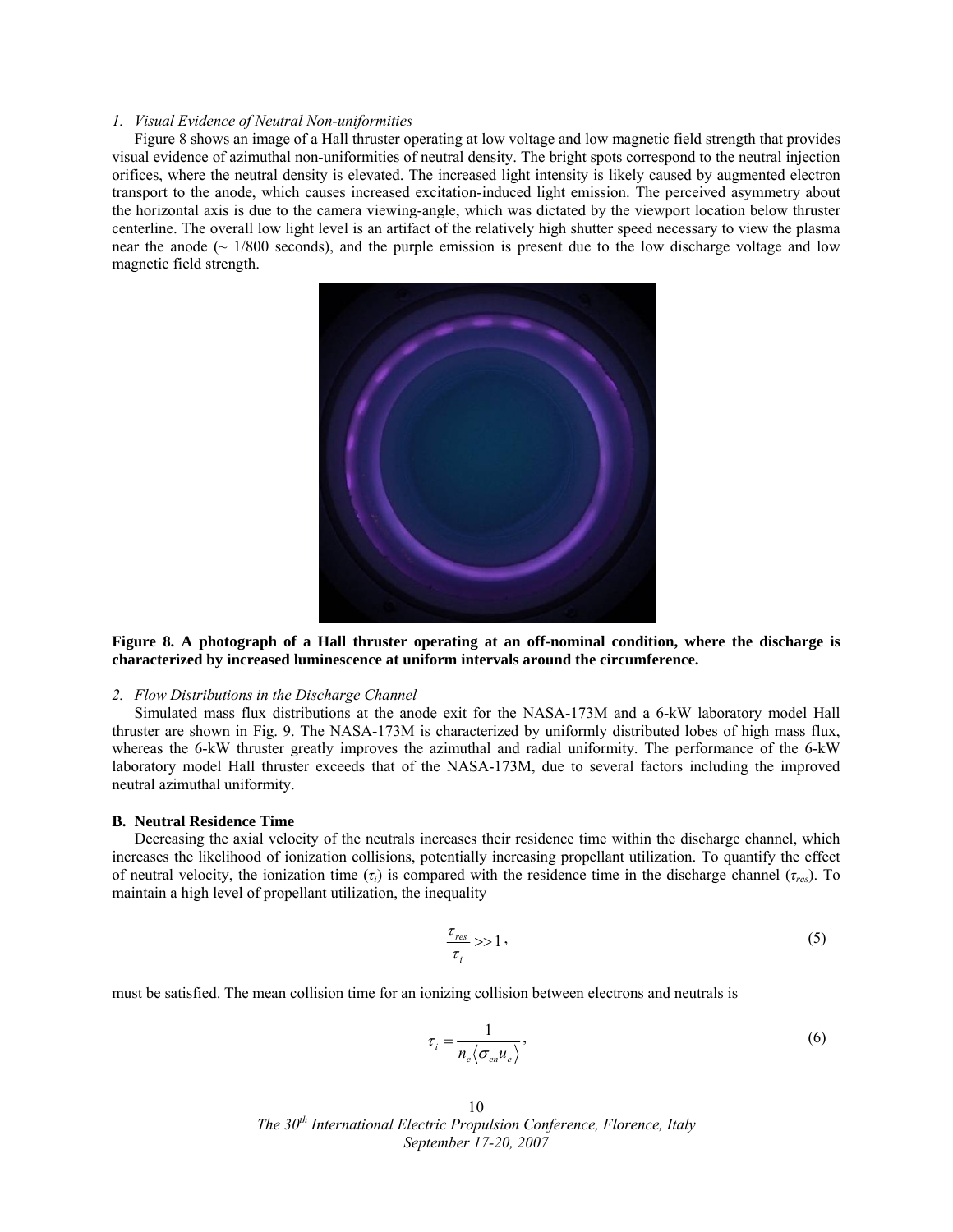*1. Visual Evidence of Neutral Non-uniformities*

Figure 8 shows an image of a Hall thruster operating at low voltage and low magnetic field strength that provides visual evidence of azimuthal non-uniformities of neutral density. The bright spots correspond to the neutral injection orifices, where the neutral density is elevated. The increased light intensity is likely caused by augmented electron transport to the anode, which causes increased excitation-induced light emission. The perceived asymmetry about the horizontal axis is due to the camera viewing-angle, which was dictated by the viewport location below thruster centerline. The overall low light level is an artifact of the relatively high shutter speed necessary to view the plasma near the anode (~ 1/800 seconds), and the purple emission is present due to the low discharge voltage and low magnetic field strength.

**Figure 8. A photograph of a Hall thruster operating at an off-nominal condition, where the discharge is characterized by increased luminescence at uniform intervals around the circumference.**

*2. Flow Distributions in the Discharge Channel*

Simulated mass flux distributions at the anode exit for the NASA-173M and a 6-kW laboratory model Hall thruster are shown in Fig. 9. The NASA-173M is characterized by uniformly distributed lobes of high mass flux, whereas the 6-kW thruster greatly improves the azimuthal and radial uniformity. The performance of the 6-kW laboratory model Hall thruster exceeds that of the NASA-173M, due to several factors including the improved neutral azimuthal uniformity.

### B. Neutral Residence Time

Decreasing the axial velocity of the neutrals increases their residence time within the discharge channel, which increases the likelihood of ionization collisions, potentially increasing propellant utilization. To quantify the effect of neutral velocity, the ionization time ($\tau_i$) is compared with the residence time in the discharge channel ($\tau_{res}$). To maintain a high level of propellant utilization, the inequality

$$\frac{\tau_{res}}{\tau_i} >> 1, \tag{5}$$

must be satisfied. The mean collision time for an ionizing collision between electrons and neutrals is

$$\tau_i = \frac{1}{n_e \langle \sigma_{en} u_e \rangle}, \tag{6}$$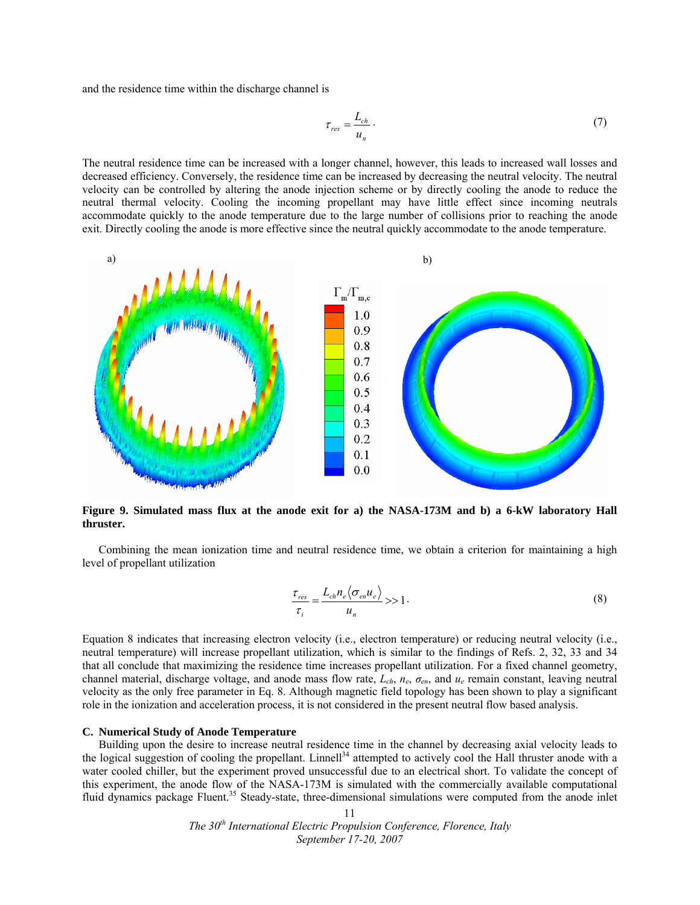and the residence time within the discharge channel is

$$\tau_{res} = \frac{L_{ch}}{u_n}. \tag{7}$$

The neutral residence time can be increased with a longer channel, however, this leads to increased wall losses and decreased efficiency. Conversely, the residence time can be increased by decreasing the neutral velocity. The neutral velocity can be controlled by altering the anode injection scheme or by directly cooling the anode to reduce the neutral thermal velocity. Cooling the incoming propellant may have little effect since incoming neutrals accommodate quickly to the anode temperature due to the large number of collisions prior to reaching the anode exit. Directly cooling the anode is more effective since the neutral quickly accommodate to the anode temperature.

**Figure 9. Simulated mass flux at the anode exit for a) the NASA-173M and b) a 6-kW laboratory Hall thruster.**

Combining the mean ionization time and neutral residence time, we obtain a criterion for maintaining a high level of propellant utilization

$$\frac{\tau_{res}}{\tau_i} = \frac{L_{ch} n_e \langle \sigma_{en} u_e \rangle}{u_n} >> 1. \tag{8}$$

Equation 8 indicates that increasing electron velocity (i.e., electron temperature) or reducing neutral velocity (i.e., neutral temperature) will increase propellant utilization, which is similar to the findings of Refs. 2, 32, 33 and 34 that all conclude that maximizing the residence time increases propellant utilization. For a fixed channel geometry, channel material, discharge voltage, and anode mass flow rate, $L_{ch}$, $n_e$, $\sigma_{en}$, and $u_e$ remain constant, leaving neutral velocity as the only free parameter in Eq. 8. Although magnetic field topology has been shown to play a significant role in the ionization and acceleration process, it is not considered in the present neutral flow based analysis.

### C. Numerical Study of Anode Temperature

Building upon the desire to increase neutral residence time in the channel by decreasing axial velocity leads to the logical suggestion of cooling the propellant. Linnell[34] attempted to actively cool the Hall thruster anode with a water cooled chiller, but the experiment proved unsuccessful due to an electrical short. To validate the concept of this experiment, the anode flow of the NASA-173M is simulated with the commercially available computational fluid dynamics package Fluent.[35] Steady-state, three-dimensional simulations were computed from the anode inlet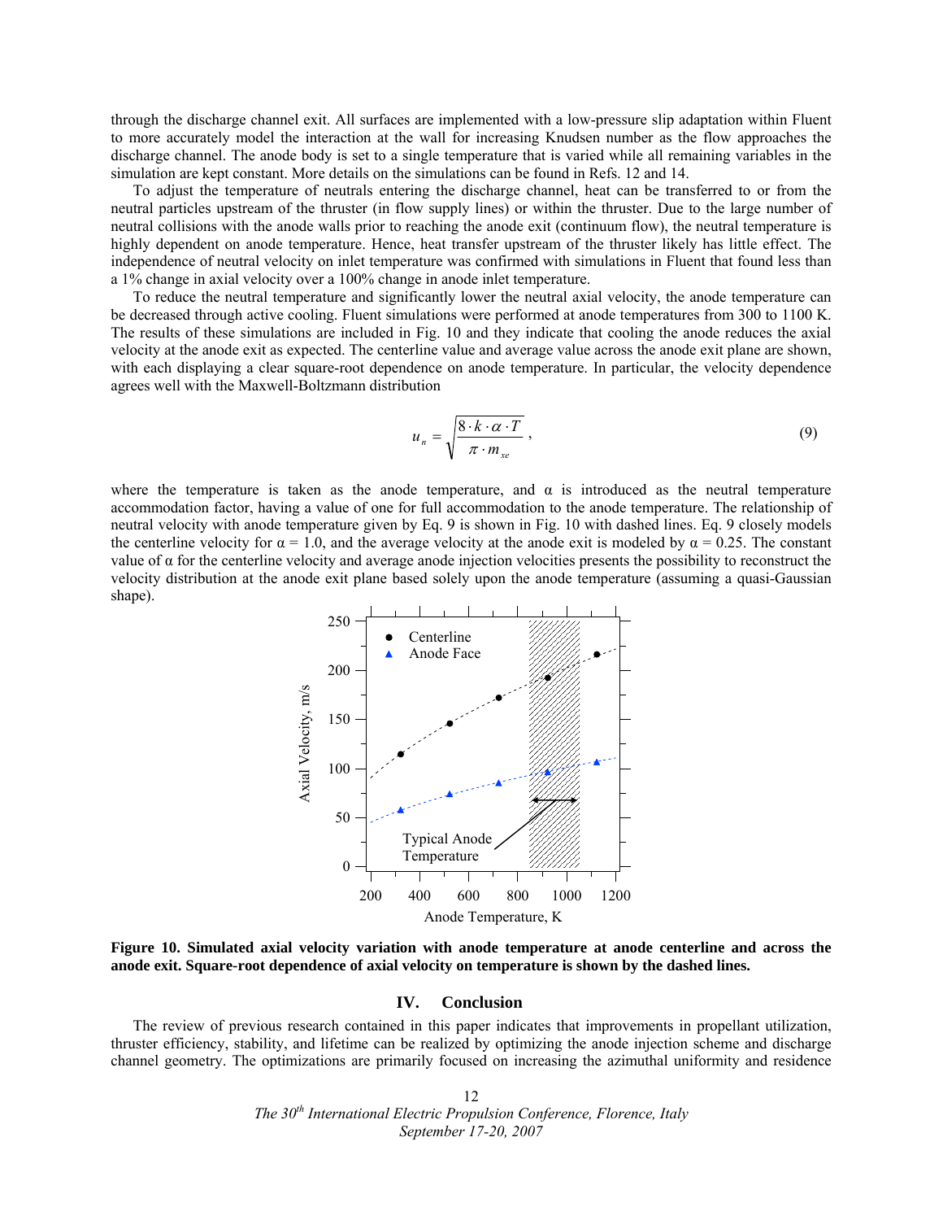through the discharge channel exit. All surfaces are implemented with a low-pressure slip adaptation within Fluent to more accurately model the interaction at the wall for increasing Knudsen number as the flow approaches the discharge channel. The anode body is set to a single temperature that is varied while all remaining variables in the simulation are kept constant. More details on the simulations can be found in Refs. 12 and 14.

To adjust the temperature of neutrals entering the discharge channel, heat can be transferred to or from the neutral particles upstream of the thruster (in flow supply lines) or within the thruster. Due to the large number of neutral collisions with the anode walls prior to reaching the anode exit (continuum flow), the neutral temperature is highly dependent on anode temperature. Hence, heat transfer upstream of the thruster likely has little effect. The independence of neutral velocity on inlet temperature was confirmed with simulations in Fluent that found less than a 1% change in axial velocity over a 100% change in anode inlet temperature.

To reduce the neutral temperature and significantly lower the neutral axial velocity, the anode temperature can be decreased through active cooling. Fluent simulations were performed at anode temperatures from 300 to 1100 K. The results of these simulations are included in Fig. 10 and they indicate that cooling the anode reduces the axial velocity at the anode exit as expected. The centerline value and average value across the anode exit plane are shown, with each displaying a clear square-root dependence on anode temperature. In particular, the velocity dependence agrees well with the Maxwell-Boltzmann distribution

$$u_n = \sqrt{\frac{8 \cdot k \cdot \alpha \cdot T}{\pi \cdot m_{xe}}}, \tag{9}$$

where the temperature is taken as the anode temperature, and $\alpha$ is introduced as the neutral temperature accommodation factor, having a value of one for full accommodation to the anode temperature. The relationship of neutral velocity with anode temperature given by Eq. 9 is shown in Fig. 10 with dashed lines. Eq. 9 closely models the centerline velocity for $\alpha = 1.0$, and the average velocity at the anode exit is modeled by $\alpha = 0.25$. The constant value of $\alpha$ for the centerline velocity and average anode injection velocities presents the possibility to reconstruct the velocity distribution at the anode exit plane based solely upon the anode temperature (assuming a quasi-Gaussian shape).

**Figure 10. Simulated axial velocity variation with anode temperature at anode centerline and across the anode exit. Square-root dependence of axial velocity on temperature is shown by the dashed lines.**

## IV. Conclusion

The review of previous research contained in this paper indicates that improvements in propellant utilization, thruster efficiency, stability, and lifetime can be realized by optimizing the anode injection scheme and discharge channel geometry. The optimizations are primarily focused on increasing the azimuthal uniformity and residence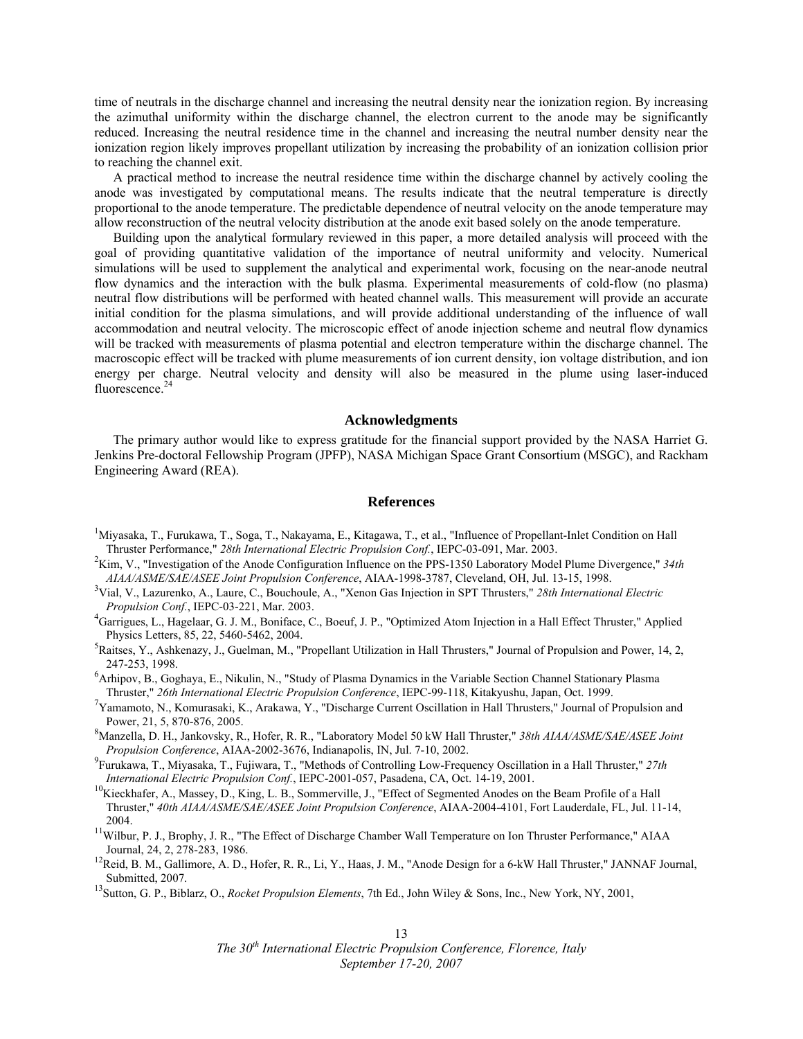time of neutrals in the discharge channel and increasing the neutral density near the ionization region. By increasing the azimuthal uniformity within the discharge channel, the electron current to the anode may be significantly reduced. Increasing the neutral residence time in the channel and increasing the neutral number density near the ionization region likely improves propellant utilization by increasing the probability of an ionization collision prior to reaching the channel exit.

A practical method to increase the neutral residence time within the discharge channel by actively cooling the anode was investigated by computational means. The results indicate that the neutral temperature is directly proportional to the anode temperature. The predictable dependence of neutral velocity on the anode temperature may allow reconstruction of the neutral velocity distribution at the anode exit based solely on the anode temperature.

Building upon the analytical formulary reviewed in this paper, a more detailed analysis will proceed with the goal of providing quantitative validation of the importance of neutral uniformity and velocity. Numerical simulations will be used to supplement the analytical and experimental work, focusing on the near-anode neutral flow dynamics and the interaction with the bulk plasma. Experimental measurements of cold-flow (no plasma) neutral flow distributions will be performed with heated channel walls. This measurement will provide an accurate initial condition for the plasma simulations, and will provide additional understanding of the influence of wall accommodation and neutral velocity. The microscopic effect of anode injection scheme and neutral flow dynamics will be tracked with measurements of plasma potential and electron temperature within the discharge channel. The macroscopic effect will be tracked with plume measurements of ion current density, ion voltage distribution, and ion energy per charge. Neutral velocity and density will also be measured in the plume using laser-induced fluorescence.[24]

## Acknowledgments

The primary author would like to express gratitude for the financial support provided by the NASA Harriet G. Jenkins Pre-doctoral Fellowship Program (JPFP), NASA Michigan Space Grant Consortium (MSGC), and Rackham Engineering Award (REA).

## References

[1]Miyasaka, T., Furukawa, T., Soga, T., Nakayama, E., Kitagawa, T., et al., "Influence of Propellant-Inlet Condition on Hall Thruster Performance," *28th International Electric Propulsion Conf.*, IEPC-03-091, Mar. 2003.

[2]Kim, V., "Investigation of the Anode Configuration Influence on the PPS-1350 Laboratory Model Plume Divergence," *34th AIAA/ASME/SAE/ASEE Joint Propulsion Conference*, AIAA-1998-3787, Cleveland, OH, Jul. 13-15, 1998.

[3]Vial, V., Lazurenko, A., Laure, C., Bouchoule, A., "Xenon Gas Injection in SPT Thrusters," *28th International Electric Propulsion Conf.*, IEPC-03-221, Mar. 2003.

[4]Garrigues, L., Hagelaar, G. J. M., Boniface, C., Boeuf, J. P., "Optimized Atom Injection in a Hall Effect Thruster," Applied Physics Letters, 85, 22, 5460-5462, 2004.

[5]Raitses, Y., Ashkenazy, J., Guelman, M., "Propellant Utilization in Hall Thrusters," Journal of Propulsion and Power, 14, 2, 247-253, 1998.

[6]Arhipov, B., Goghaya, E., Nikulin, N., "Study of Plasma Dynamics in the Variable Section Channel Stationary Plasma Thruster," *26th International Electric Propulsion Conference*, IEPC-99-118, Kitakyushu, Japan, Oct. 1999.

[7]Yamamoto, N., Komurasaki, K., Arakawa, Y., "Discharge Current Oscillation in Hall Thrusters," Journal of Propulsion and Power, 21, 5, 870-876, 2005.

[8]Manzella, D. H., Jankovsky, R., Hofer, R. R., "Laboratory Model 50 kW Hall Thruster," *38th AIAA/ASME/SAE/ASEE Joint Propulsion Conference*, AIAA-2002-3676, Indianapolis, IN, Jul. 7-10, 2002.

[9]Furukawa, T., Miyasaka, T., Fujiwara, T., "Methods of Controlling Low-Frequency Oscillation in a Hall Thruster," *27th International Electric Propulsion Conf.*, IEPC-2001-057, Pasadena, CA, Oct. 14-19, 2001.

[10]Kieckhafer, A., Massey, D., King, L. B., Sommerville, J., "Effect of Segmented Anodes on the Beam Profile of a Hall Thruster," *40th AIAA/ASME/SAE/ASEE Joint Propulsion Conference*, AIAA-2004-4101, Fort Lauderdale, FL, Jul. 11-14, 2004.

[11]Wilbur, P. J., Brophy, J. R., "The Effect of Discharge Chamber Wall Temperature on Ion Thruster Performance," AIAA Journal, 24, 2, 278-283, 1986.

[12]Reid, B. M., Gallimore, A. D., Hofer, R. R., Li, Y., Haas, J. M., "Anode Design for a 6-kW Hall Thruster," JANNAF Journal, Submitted, 2007.

[13]Sutton, G. P., Biblarz, O., *Rocket Propulsion Elements*, 7th Ed., John Wiley & Sons, Inc., New York, NY, 2001,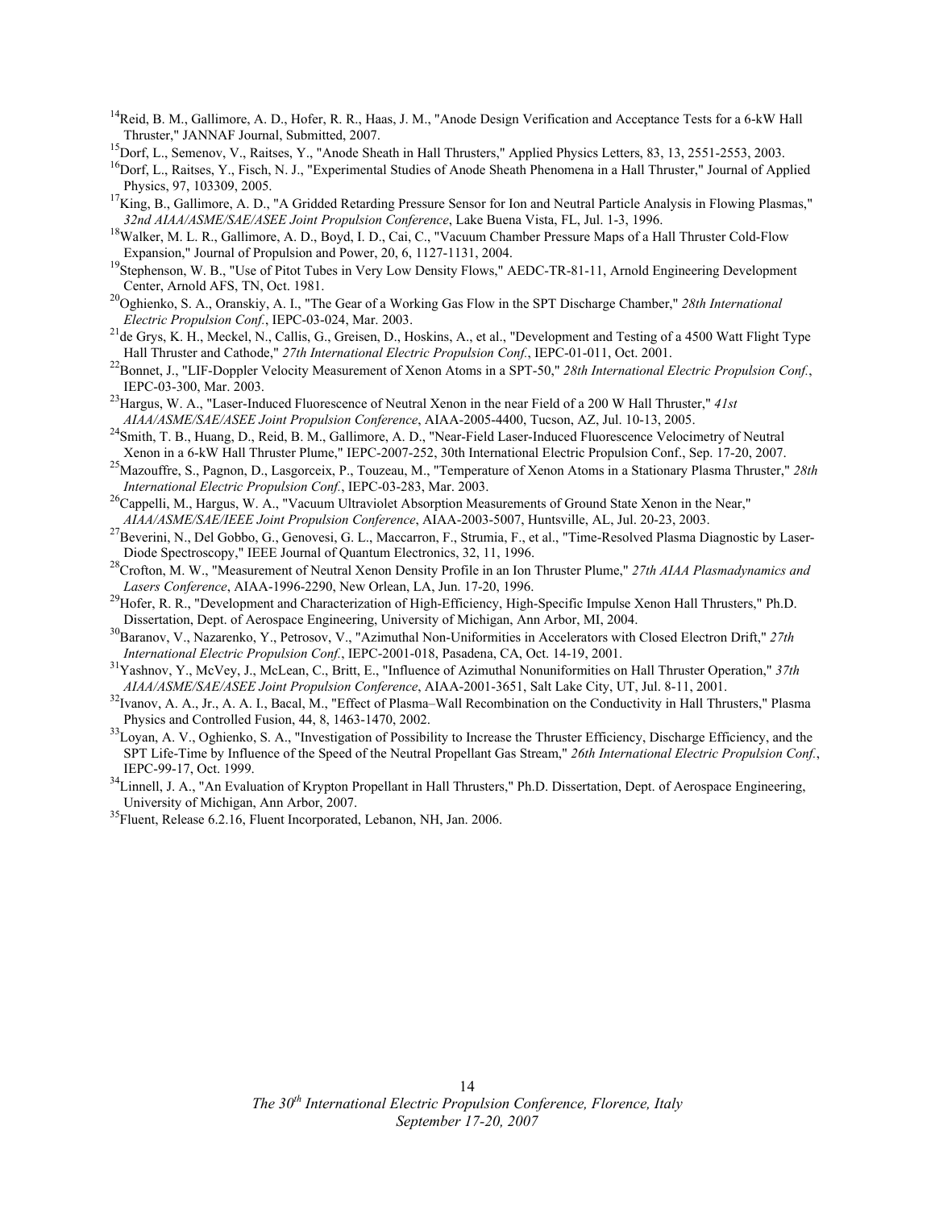[14]Reid, B. M., Gallimore, A. D., Hofer, R. R., Haas, J. M., "Anode Design Verification and Acceptance Tests for a 6-kW Hall Thruster," JANNAF Journal, Submitted, 2007.

[15]Dorf, L., Semenov, V., Raitses, Y., "Anode Sheath in Hall Thrusters," Applied Physics Letters, 83, 13, 2551-2553, 2003.

[16]Dorf, L., Raitses, Y., Fisch, N. J., "Experimental Studies of Anode Sheath Phenomena in a Hall Thruster," Journal of Applied Physics, 97, 103309, 2005.

[17]King, B., Gallimore, A. D., "A Gridded Retarding Pressure Sensor for Ion and Neutral Particle Analysis in Flowing Plasmas," *32nd AIAA/ASME/SAE/ASEE Joint Propulsion Conference*, Lake Buena Vista, FL, Jul. 1-3, 1996.

[18]Walker, M. L. R., Gallimore, A. D., Boyd, I. D., Cai, C., "Vacuum Chamber Pressure Maps of a Hall Thruster Cold-Flow Expansion," Journal of Propulsion and Power, 20, 6, 1127-1131, 2004.

[19]Stephenson, W. B., "Use of Pitot Tubes in Very Low Density Flows," AEDC-TR-81-11, Arnold Engineering Development Center, Arnold AFS, TN, Oct. 1981.

[20]Oghienko, S. A., Oranskiy, A. I., "The Gear of a Working Gas Flow in the SPT Discharge Chamber," *28th International Electric Propulsion Conf.*, IEPC-03-024, Mar. 2003.

[21]de Grys, K. H., Meckel, N., Callis, G., Greisen, D., Hoskins, A., et al., "Development and Testing of a 4500 Watt Flight Type Hall Thruster and Cathode," *27th International Electric Propulsion Conf.*, IEPC-01-011, Oct. 2001.

[22]Bonnet, J., "LIF-Doppler Velocity Measurement of Xenon Atoms in a SPT-50," *28th International Electric Propulsion Conf.*, IEPC-03-300, Mar. 2003.

[23]Hargus, W. A., "Laser-Induced Fluorescence of Neutral Xenon in the near Field of a 200 W Hall Thruster," *41st AIAA/ASME/SAE/ASEE Joint Propulsion Conference*, AIAA-2005-4400, Tucson, AZ, Jul. 10-13, 2005.

[24]Smith, T. B., Huang, D., Reid, B. M., Gallimore, A. D., "Near-Field Laser-Induced Fluorescence Velocimetry of Neutral Xenon in a 6-kW Hall Thruster Plume," IEPC-2007-252, 30th International Electric Propulsion Conf., Sep. 17-20, 2007.

[25]Mazouffre, S., Pagnon, D., Lasgorceix, P., Touzeau, M., "Temperature of Xenon Atoms in a Stationary Plasma Thruster," *28th International Electric Propulsion Conf.*, IEPC-03-283, Mar. 2003.

[26]Cappelli, M., Hargus, W. A., "Vacuum Ultraviolet Absorption Measurements of Ground State Xenon in the Near," *AIAA/ASME/SAE/IEEE Joint Propulsion Conference*, AIAA-2003-5007, Huntsville, AL, Jul. 20-23, 2003.

[27]Beverini, N., Del Gobbo, G., Genovesi, G. L., Maccarron, F., Strumia, F., et al., "Time-Resolved Plasma Diagnostic by Laser-Diode Spectroscopy," IEEE Journal of Quantum Electronics, 32, 11, 1996.

[28]Crofton, M. W., "Measurement of Neutral Xenon Density Profile in an Ion Thruster Plume," *27th AIAA Plasmadynamics and Lasers Conference*, AIAA-1996-2290, New Orlean, LA, Jun. 17-20, 1996.

[29]Hofer, R. R., "Development and Characterization of High-Efficiency, High-Specific Impulse Xenon Hall Thrusters," Ph.D. Dissertation, Dept. of Aerospace Engineering, University of Michigan, Ann Arbor, MI, 2004.

[30]Baranov, V., Nazarenko, Y., Petrosov, V., "Azimuthal Non-Uniformities in Accelerators with Closed Electron Drift," *27th International Electric Propulsion Conf.*, IEPC-2001-018, Pasadena, CA, Oct. 14-19, 2001.

[31]Yashnov, Y., McVey, J., McLean, C., Britt, E., "Influence of Azimuthal Nonuniformities on Hall Thruster Operation," *37th AIAA/ASME/SAE/ASEE Joint Propulsion Conference*, AIAA-2001-3651, Salt Lake City, UT, Jul. 8-11, 2001.

[32]Ivanov, A. A., Jr., A. A. I., Bacal, M., "Effect of Plasma–Wall Recombination on the Conductivity in Hall Thrusters," Plasma Physics and Controlled Fusion, 44, 8, 1463-1470, 2002.

[33]Loyan, A. V., Oghienko, S. A., "Investigation of Possibility to Increase the Thruster Efficiency, Discharge Efficiency, and the SPT Life-Time by Influence of the Speed of the Neutral Propellant Gas Stream," *26th International Electric Propulsion Conf.*, IEPC-99-17, Oct. 1999.

[34]Linnell, J. A., "An Evaluation of Krypton Propellant in Hall Thrusters," Ph.D. Dissertation, Dept. of Aerospace Engineering, University of Michigan, Ann Arbor, 2007.

[35]Fluent, Release 6.2.16, Fluent Incorporated, Lebanon, NH, Jan. 2006.